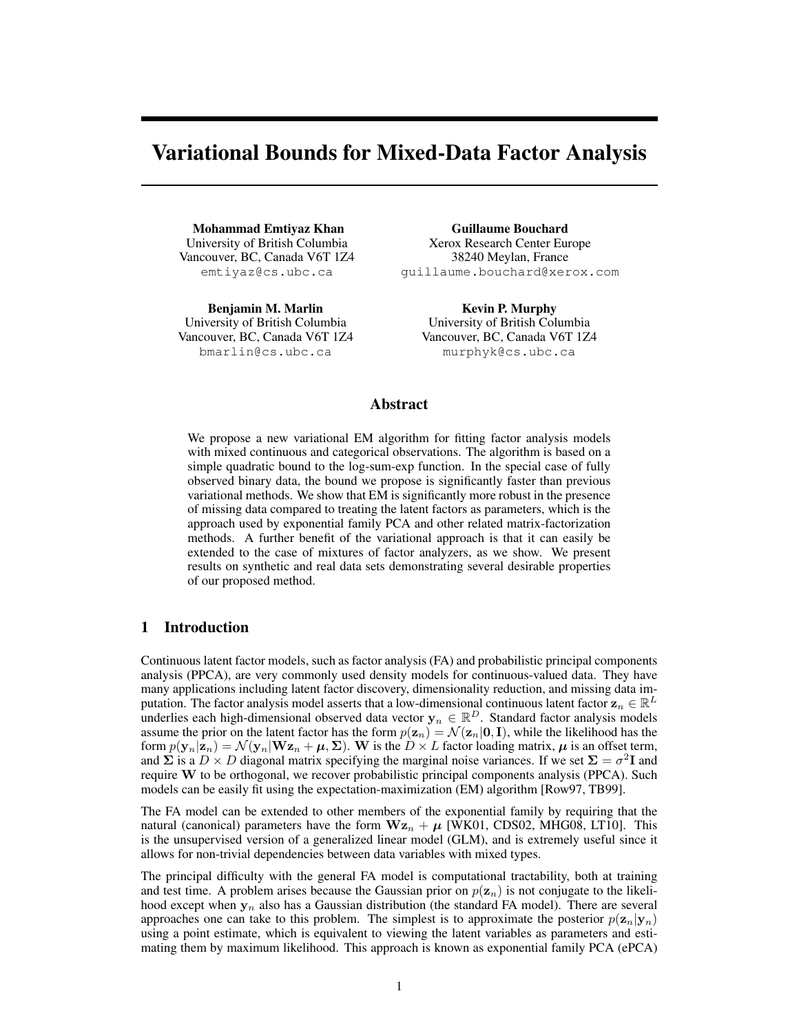# Variational Bounds for Mixed-Data Factor Analysis

**Mohammad Emtiyaz Khan**
University of British Columbia
Vancouver, BC, Canada V6T 1Z4
emtiyaz@cs.ubc.ca

**Guillaume Bouchard**
Xerox Research Center Europe
38240 Meylan, France
guillaume.bouchard@xerox.com

**Benjamin M. Marlin**
University of British Columbia
Vancouver, BC, Canada V6T 1Z4
bmarlin@cs.ubc.ca

**Kevin P. Murphy**
University of British Columbia
Vancouver, BC, Canada V6T 1Z4
murphyk@cs.ubc.ca

## Abstract

We propose a new variational EM algorithm for fitting factor analysis models with mixed continuous and categorical observations. The algorithm is based on a simple quadratic bound to the log-sum-exp function. In the special case of fully observed binary data, the bound we propose is significantly faster than previous variational methods. We show that EM is significantly more robust in the presence of missing data compared to treating the latent factors as parameters, which is the approach used by exponential family PCA and other related matrix-factorization methods. A further benefit of the variational approach is that it can easily be extended to the case of mixtures of factor analyzers, as we show. We present results on synthetic and real data sets demonstrating several desirable properties of our proposed method.

## 1 Introduction

Continuous latent factor models, such as factor analysis (FA) and probabilistic principal components analysis (PPCA), are very commonly used density models for continuous-valued data. They have many applications including latent factor discovery, dimensionality reduction, and missing data imputation. The factor analysis model asserts that a low-dimensional continuous latent factor $\mathbf{z}_n \in \mathbb{R}^L$ underlies each high-dimensional observed data vector $\mathbf{y}_n \in \mathbb{R}^D$. Standard factor analysis models assume the prior on the latent factor has the form $p(\mathbf{z}_n) = \mathcal{N}(\mathbf{z}_n|\mathbf{0}, \mathbf{I})$, while the likelihood has the form $p(\mathbf{y}_n|\mathbf{z}_n) = \mathcal{N}(\mathbf{y}_n|\mathbf{W}\mathbf{z}_n + \boldsymbol{\mu}, \boldsymbol{\Sigma})$. $\mathbf{W}$ is the $D \times L$ factor loading matrix, $\boldsymbol{\mu}$ is an offset term, and $\boldsymbol{\Sigma}$ is a $D \times D$ diagonal matrix specifying the marginal noise variances. If we set $\boldsymbol{\Sigma} = \sigma^2\mathbf{I}$ and require $\mathbf{W}$ to be orthogonal, we recover probabilistic principal components analysis (PPCA). Such models can be easily fit using the expectation-maximization (EM) algorithm [Row97, TB99].

The FA model can be extended to other members of the exponential family by requiring that the natural (canonical) parameters have the form $\mathbf{W}\mathbf{z}_n + \boldsymbol{\mu}$ [WK01, CDS02, MHG08, LT10]. This is the unsupervised version of a generalized linear model (GLM), and is extremely useful since it allows for non-trivial dependencies between data variables with mixed types.

The principal difficulty with the general FA model is computational tractability, both at training and test time. A problem arises because the Gaussian prior on $p(\mathbf{z}_n)$ is not conjugate to the likelihood except when $\mathbf{y}_n$ also has a Gaussian distribution (the standard FA model). There are several approaches one can take to this problem. The simplest is to approximate the posterior $p(\mathbf{z}_n|\mathbf{y}_n)$ using a point estimate, which is equivalent to viewing the latent variables as parameters and estimating them by maximum likelihood. This approach is known as exponential family PCA (ePCA)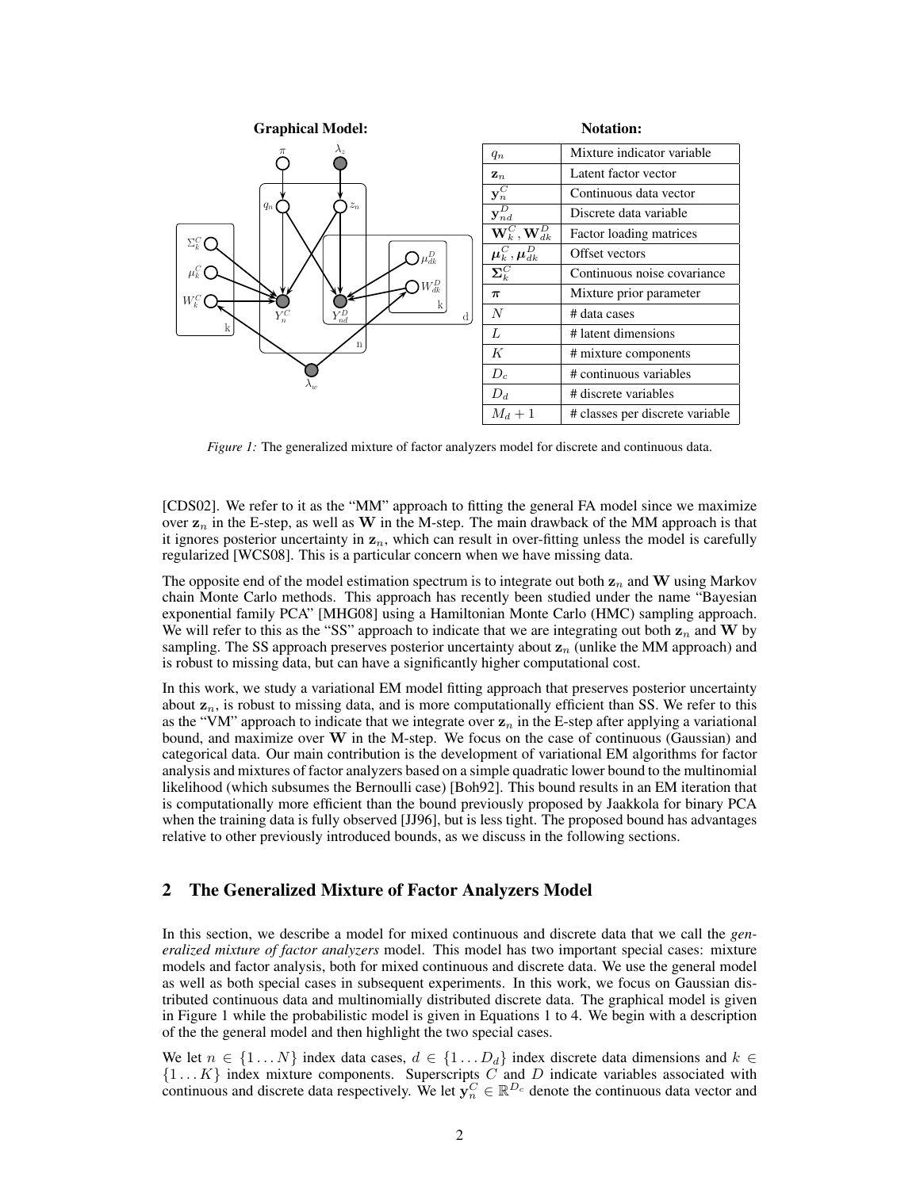**Graphical Model:**

**Notation:**

| | |
|---|---|
| $q_n$ | Mixture indicator variable |
| $\mathbf{z}_n$ | Latent factor vector |
| $\mathbf{y}_n^C$ | Continuous data vector |
| $\mathbf{y}_{nd}^D$ | Discrete data variable |
| $\mathbf{W}_k^C, \mathbf{W}_{dk}^D$ | Factor loading matrices |
| $\boldsymbol{\mu}_k^C, \boldsymbol{\mu}_{dk}^D$ | Offset vectors |
| $\boldsymbol{\Sigma}_k^C$ | Continuous noise covariance |
| $\boldsymbol{\pi}$ | Mixture prior parameter |
| $N$ | # data cases |
| $L$ | # latent dimensions |
| $K$ | # mixture components |
| $D_c$ | # continuous variables |
| $D_d$ | # discrete variables |
| $M_d + 1$ | # classes per discrete variable |

*Figure 1:* The generalized mixture of factor analyzers model for discrete and continuous data.

[CDS02]. We refer to it as the "MM" approach to fitting the general FA model since we maximize over $\mathbf{z}_n$ in the E-step, as well as $\mathbf{W}$ in the M-step. The main drawback of the MM approach is that it ignores posterior uncertainty in $\mathbf{z}_n$, which can result in over-fitting unless the model is carefully regularized [WCS08]. This is a particular concern when we have missing data.

The opposite end of the model estimation spectrum is to integrate out both $\mathbf{z}_n$ and $\mathbf{W}$ using Markov chain Monte Carlo methods. This approach has recently been studied under the name "Bayesian exponential family PCA" [MHG08] using a Hamiltonian Monte Carlo (HMC) sampling approach. We will refer to this as the "SS" approach to indicate that we are integrating out both $\mathbf{z}_n$ and $\mathbf{W}$ by sampling. The SS approach preserves posterior uncertainty about $\mathbf{z}_n$ (unlike the MM approach) and is robust to missing data, but can have a significantly higher computational cost.

In this work, we study a variational EM model fitting approach that preserves posterior uncertainty about $\mathbf{z}_n$, is robust to missing data, and is more computationally efficient than SS. We refer to this as the "VM" approach to indicate that we integrate over $\mathbf{z}_n$ in the E-step after applying a variational bound, and maximize over $\mathbf{W}$ in the M-step. We focus on the case of continuous (Gaussian) and categorical data. Our main contribution is the development of variational EM algorithms for factor analysis and mixtures of factor analyzers based on a simple quadratic lower bound to the multinomial likelihood (which subsumes the Bernoulli case) [Boh92]. This bound results in an EM iteration that is computationally more efficient than the bound previously proposed by Jaakkola for binary PCA when the training data is fully observed [JJ96], but is less tight. The proposed bound has advantages relative to other previously introduced bounds, as we discuss in the following sections.

## 2 The Generalized Mixture of Factor Analyzers Model

In this section, we describe a model for mixed continuous and discrete data that we call the *generalized mixture of factor analyzers* model. This model has two important special cases: mixture models and factor analysis, both for mixed continuous and discrete data. We use the general model as well as both special cases in subsequent experiments. In this work, we focus on Gaussian distributed continuous data and multinomially distributed discrete data. The graphical model is given in Figure 1 while the probabilistic model is given in Equations 1 to 4. We begin with a description of the the general model and then highlight the two special cases.

We let $n \in \{1 \dots N\}$ index data cases, $d \in \{1 \dots D_d\}$ index discrete data dimensions and $k \in \{1 \dots K\}$ index mixture components. Superscripts $C$ and $D$ indicate variables associated with continuous and discrete data respectively. We let $\mathbf{y}_n^C \in \mathbb{R}^{D_c}$ denote the continuous data vector and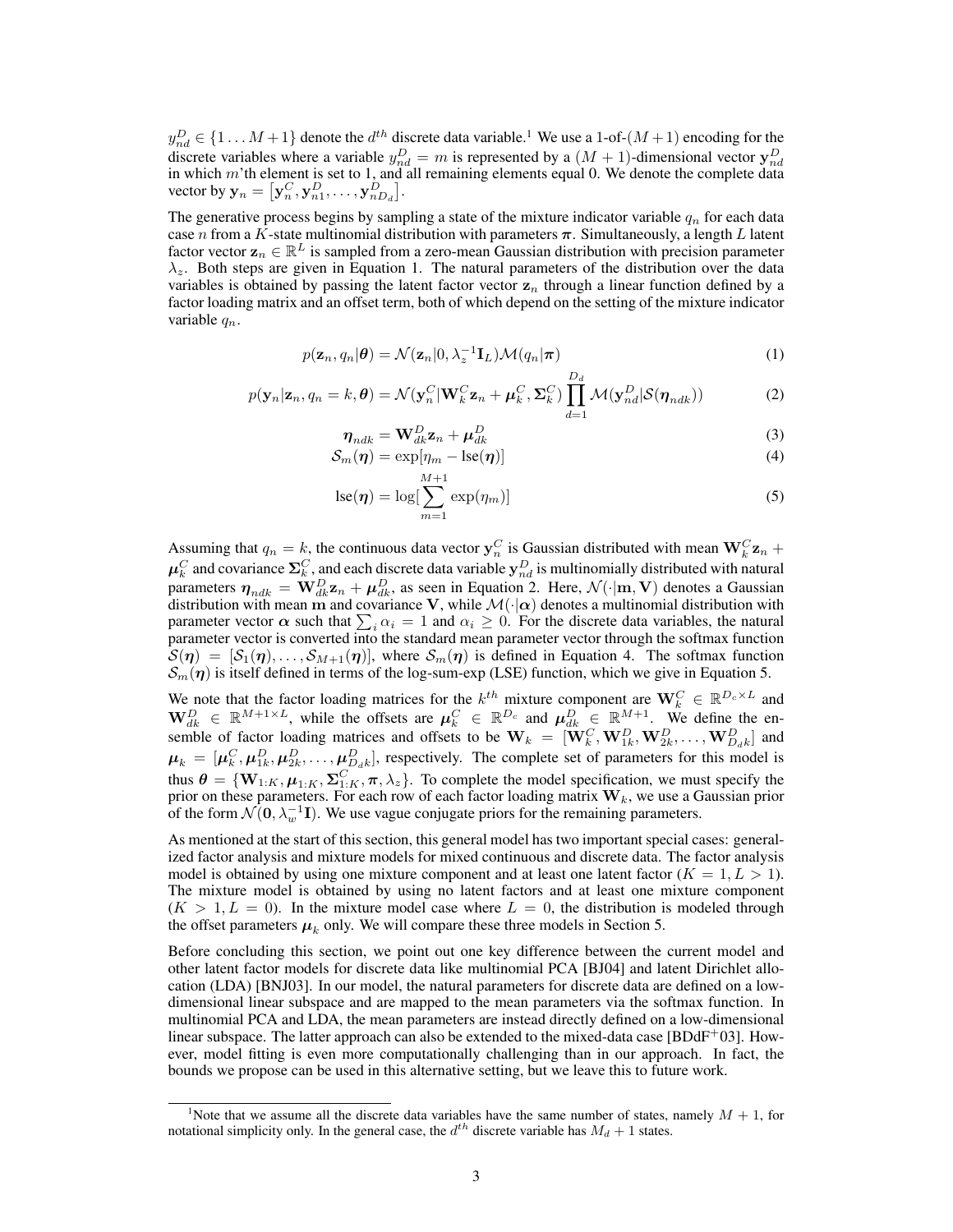$y_{nd}^D \in \{1 \ldots M+1\}$ denote the $d^{th}$ discrete data variable.[1] We use a 1-of-$(M+1)$ encoding for the discrete variables where a variable $y_{nd}^D = m$ is represented by a $(M+1)$-dimensional vector $\mathbf{y}_{nd}^D$ in which $m$'th element is set to 1, and all remaining elements equal 0. We denote the complete data vector by $\mathbf{y}_n = \left[\mathbf{y}_n^C, \mathbf{y}_{n1}^D, \ldots, \mathbf{y}_{nD_d}^D\right]$.

The generative process begins by sampling a state of the mixture indicator variable $q_n$ for each data case $n$ from a $K$-state multinomial distribution with parameters $\boldsymbol{\pi}$. Simultaneously, a length $L$ latent factor vector $\mathbf{z}_n \in \mathbb{R}^L$ is sampled from a zero-mean Gaussian distribution with precision parameter $\lambda_z$. Both steps are given in Equation 1. The natural parameters of the distribution over the data variables is obtained by passing the latent factor vector $\mathbf{z}_n$ through a linear function defined by a factor loading matrix and an offset term, both of which depend on the setting of the mixture indicator variable $q_n$.

$$p(\mathbf{z}_n, q_n|\boldsymbol{\theta}) = \mathcal{N}(\mathbf{z}_n|0, \lambda_z^{-1}\mathbf{I}_L)\mathcal{M}(q_n|\boldsymbol{\pi}) \tag{1}$$

$$p(\mathbf{y}_n|\mathbf{z}_n, q_n = k, \boldsymbol{\theta}) = \mathcal{N}(\mathbf{y}_n^C|\mathbf{W}_k^C\mathbf{z}_n + \boldsymbol{\mu}_k^C, \boldsymbol{\Sigma}_k^C)\prod_{d=1}^{D_d}\mathcal{M}(\mathbf{y}_{nd}^D|\mathcal{S}(\boldsymbol{\eta}_{ndk})) \tag{2}$$

$$\boldsymbol{\eta}_{ndk} = \mathbf{W}_{dk}^D\mathbf{z}_n + \boldsymbol{\mu}_{dk}^D \tag{3}$$

$$\mathcal{S}_m(\boldsymbol{\eta}) = \exp[\eta_m - \text{lse}(\boldsymbol{\eta})] \tag{4}$$

$$\text{lse}(\boldsymbol{\eta}) = \log[\sum_{m=1}^{M+1}\exp(\eta_m)] \tag{5}$$

Assuming that $q_n = k$, the continuous data vector $\mathbf{y}_n^C$ is Gaussian distributed with mean $\mathbf{W}_k^C\mathbf{z}_n + \boldsymbol{\mu}_k^C$ and covariance $\boldsymbol{\Sigma}_k^C$, and each discrete data variable $\mathbf{y}_{nd}^D$ is multinomially distributed with natural parameters $\boldsymbol{\eta}_{ndk} = \mathbf{W}_{dk}^D\mathbf{z}_n + \boldsymbol{\mu}_{dk}^D$, as seen in Equation 2. Here, $\mathcal{N}(\cdot|\mathbf{m}, \mathbf{V})$ denotes a Gaussian distribution with mean $\mathbf{m}$ and covariance $\mathbf{V}$, while $\mathcal{M}(\cdot|\boldsymbol{\alpha})$ denotes a multinomial distribution with parameter vector $\boldsymbol{\alpha}$ such that $\sum_i \alpha_i = 1$ and $\alpha_i \geq 0$. For the discrete data variables, the natural parameter vector is converted into the standard mean parameter vector through the softmax function $\mathcal{S}(\boldsymbol{\eta}) = [\mathcal{S}_1(\boldsymbol{\eta}), \ldots, \mathcal{S}_{M+1}(\boldsymbol{\eta})]$, where $\mathcal{S}_m(\boldsymbol{\eta})$ is defined in Equation 4. The softmax function $\mathcal{S}_m(\boldsymbol{\eta})$ is itself defined in terms of the log-sum-exp (LSE) function, which we give in Equation 5.

We note that the factor loading matrices for the $k^{th}$ mixture component are $\mathbf{W}_k^C \in \mathbb{R}^{D_c \times L}$ and $\mathbf{W}_{dk}^D \in \mathbb{R}^{M+1 \times L}$, while the offsets are $\boldsymbol{\mu}_k^C \in \mathbb{R}^{D_c}$ and $\boldsymbol{\mu}_{dk}^D \in \mathbb{R}^{M+1}$. We define the ensemble of factor loading matrices and offsets to be $\mathbf{W}_k = [\mathbf{W}_k^C, \mathbf{W}_{1k}^D, \mathbf{W}_{2k}^D, \ldots, \mathbf{W}_{D_dk}^D]$ and $\boldsymbol{\mu}_k = [\boldsymbol{\mu}_k^C, \boldsymbol{\mu}_{1k}^D, \boldsymbol{\mu}_{2k}^D, \ldots, \boldsymbol{\mu}_{D_dk}^D]$, respectively. The complete set of parameters for this model is thus $\boldsymbol{\theta} = \{\mathbf{W}_{1:K}, \boldsymbol{\mu}_{1:K}, \boldsymbol{\Sigma}_{1:K}^C, \boldsymbol{\pi}, \lambda_z\}$. To complete the model specification, we must specify the prior on these parameters. For each row of each factor loading matrix $\mathbf{W}_k$, we use a Gaussian prior of the form $\mathcal{N}(\mathbf{0}, \lambda_w^{-1}\mathbf{I})$. We use vague conjugate priors for the remaining parameters.

As mentioned at the start of this section, this general model has two important special cases: generalized factor analysis and mixture models for mixed continuous and discrete data. The factor analysis model is obtained by using one mixture component and at least one latent factor ($K = 1, L > 1$). The mixture model is obtained by using no latent factors and at least one mixture component ($K > 1, L = 0$). In the mixture model case where $L = 0$, the distribution is modeled through the offset parameters $\boldsymbol{\mu}_k$ only. We will compare these three models in Section 5.

Before concluding this section, we point out one key difference between the current model and other latent factor models for discrete data like multinomial PCA [BJ04] and latent Dirichlet allocation (LDA) [BNJ03]. In our model, the natural parameters for discrete data are defined on a low-dimensional linear subspace and are mapped to the mean parameters via the softmax function. In multinomial PCA and LDA, the mean parameters are instead directly defined on a low-dimensional linear subspace. The latter approach can also be extended to the mixed-data case [BDdF+03]. However, model fitting is even more computationally challenging than in our approach. In fact, the bounds we propose can be used in this alternative setting, but we leave this to future work.

---

[1] Note that we assume all the discrete data variables have the same number of states, namely $M + 1$, for notational simplicity only. In the general case, the $d^{th}$ discrete variable has $M_d + 1$ states.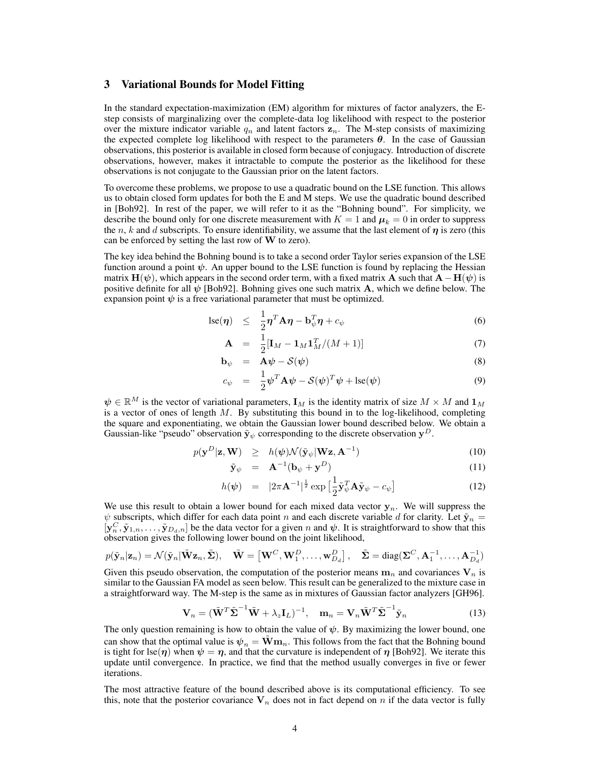## 3 Variational Bounds for Model Fitting

In the standard expectation-maximization (EM) algorithm for mixtures of factor analyzers, the E-step consists of marginalizing over the complete-data log likelihood with respect to the posterior over the mixture indicator variable $q_n$ and latent factors $\mathbf{z}_n$. The M-step consists of maximizing the expected complete log likelihood with respect to the parameters $\boldsymbol{\theta}$. In the case of Gaussian observations, this posterior is available in closed form because of conjugacy. Introduction of discrete observations, however, makes it intractable to compute the posterior as the likelihood for these observations is not conjugate to the Gaussian prior on the latent factors.

To overcome these problems, we propose to use a quadratic bound on the LSE function. This allows us to obtain closed form updates for both the E and M steps. We use the quadratic bound described in [Boh92]. In rest of the paper, we will refer to it as the "Bohning bound". For simplicity, we describe the bound only for one discrete measurement with $K = 1$ and $\boldsymbol{\mu}_k = 0$ in order to suppress the $n$, $k$ and $d$ subscripts. To ensure identifiability, we assume that the last element of $\boldsymbol{\eta}$ is zero (this can be enforced by setting the last row of $\mathbf{W}$ to zero).

The key idea behind the Bohning bound is to take a second order Taylor series expansion of the LSE function around a point $\boldsymbol{\psi}$. An upper bound to the LSE function is found by replacing the Hessian matrix $\mathbf{H}(\boldsymbol{\psi})$, which appears in the second order term, with a fixed matrix $\mathbf{A}$ such that $\mathbf{A} - \mathbf{H}(\boldsymbol{\psi})$ is positive definite for all $\boldsymbol{\psi}$ [Boh92]. Bohning gives one such matrix $\mathbf{A}$, which we define below. The expansion point $\boldsymbol{\psi}$ is a free variational parameter that must be optimized.

$$\text{lse}(\boldsymbol{\eta}) \leq \frac{1}{2}\boldsymbol{\eta}^T \mathbf{A} \boldsymbol{\eta} - \mathbf{b}_\psi^T \boldsymbol{\eta} + c_\psi \tag{6}$$

$$\mathbf{A} = \frac{1}{2}[\mathbf{I}_M - \mathbf{1}_M \mathbf{1}_M^T/(M+1)] \tag{7}$$

$$\mathbf{b}_\psi = \mathbf{A}\boldsymbol{\psi} - \mathcal{S}(\boldsymbol{\psi}) \tag{8}$$

$$c_\psi = \frac{1}{2}\boldsymbol{\psi}^T \mathbf{A} \boldsymbol{\psi} - \mathcal{S}(\boldsymbol{\psi})^T \boldsymbol{\psi} + \text{lse}(\boldsymbol{\psi}) \tag{9}$$

$\boldsymbol{\psi} \in \mathbb{R}^M$ is the vector of variational parameters, $\mathbf{I}_M$ is the identity matrix of size $M \times M$ and $\mathbf{1}_M$ is a vector of ones of length $M$. By substituting this bound in to the log-likelihood, completing the square and exponentiating, we obtain the Gaussian lower bound described below. We obtain a Gaussian-like "pseudo" observation $\tilde{\mathbf{y}}_\psi$ corresponding to the discrete observation $\mathbf{y}^D$.

$$p(\mathbf{y}^D|\mathbf{z}, \mathbf{W}) \geq h(\boldsymbol{\psi})\mathcal{N}(\tilde{\mathbf{y}}_\psi|\mathbf{W}\mathbf{z}, \mathbf{A}^{-1}) \tag{10}$$

$$\tilde{\mathbf{y}}_\psi = \mathbf{A}^{-1}(\mathbf{b}_\psi + \mathbf{y}^D) \tag{11}$$

$$h(\boldsymbol{\psi}) = |2\pi\mathbf{A}^{-1}|^{\frac{1}{2}} \exp\left[\frac{1}{2}\tilde{\mathbf{y}}_\psi^T \mathbf{A} \tilde{\mathbf{y}}_\psi - c_\psi\right] \tag{12}$$

We use this result to obtain a lower bound for each mixed data vector $\mathbf{y}_n$. We will suppress the $\psi$ subscripts, which differ for each data point $n$ and each discrete variable $d$ for clarity. Let $\tilde{\mathbf{y}}_n = [\mathbf{y}_n^C, \tilde{\mathbf{y}}_{1,n}, \ldots, \tilde{\mathbf{y}}_{D_d,n}]$ be the data vector for a given $n$ and $\boldsymbol{\psi}$. It is straightforward to show that this observation gives the following lower bound on the joint likelihood,

$$p(\tilde{\mathbf{y}}_n|\mathbf{z}_n) = \mathcal{N}(\tilde{\mathbf{y}}_n|\tilde{\mathbf{W}}\mathbf{z}_n, \tilde{\boldsymbol{\Sigma}}), \quad \tilde{\mathbf{W}} = \left[\mathbf{W}^C, \mathbf{W}_1^D, \ldots, \mathbf{w}_{D_d}^D\right], \quad \tilde{\boldsymbol{\Sigma}} = \text{diag}(\boldsymbol{\Sigma}^C, \mathbf{A}_1^{-1}, \ldots, \mathbf{A}_{D_d}^{-1})$$

Given this pseudo observation, the computation of the posterior means $\mathbf{m}_n$ and covariances $\mathbf{V}_n$ is similar to the Gaussian FA model as seen below. This result can be generalized to the mixture case in a straightforward way. The M-step is the same as in mixtures of Gaussian factor analyzers [GH96].

$$\mathbf{V}_n = (\tilde{\mathbf{W}}^T \tilde{\boldsymbol{\Sigma}}^{-1} \tilde{\mathbf{W}} + \lambda_z \mathbf{I}_L)^{-1}, \quad \mathbf{m}_n = \mathbf{V}_n \tilde{\mathbf{W}}^T \tilde{\boldsymbol{\Sigma}}^{-1} \tilde{\mathbf{y}}_n \tag{13}$$

The only question remaining is how to obtain the value of $\boldsymbol{\psi}$. By maximizing the lower bound, one can show that the optimal value is $\boldsymbol{\psi}_n = \tilde{\mathbf{W}}\mathbf{m}_n$. This follows from the fact that the Bohning bound is tight for $\text{lse}(\boldsymbol{\eta})$ when $\boldsymbol{\psi} = \boldsymbol{\eta}$, and that the curvature is independent of $\boldsymbol{\eta}$ [Boh92]. We iterate this update until convergence. In practice, we find that the method usually converges in five or fewer iterations.

The most attractive feature of the bound described above is its computational efficiency. To see this, note that the posterior covariance $\mathbf{V}_n$ does not in fact depend on $n$ if the data vector is fully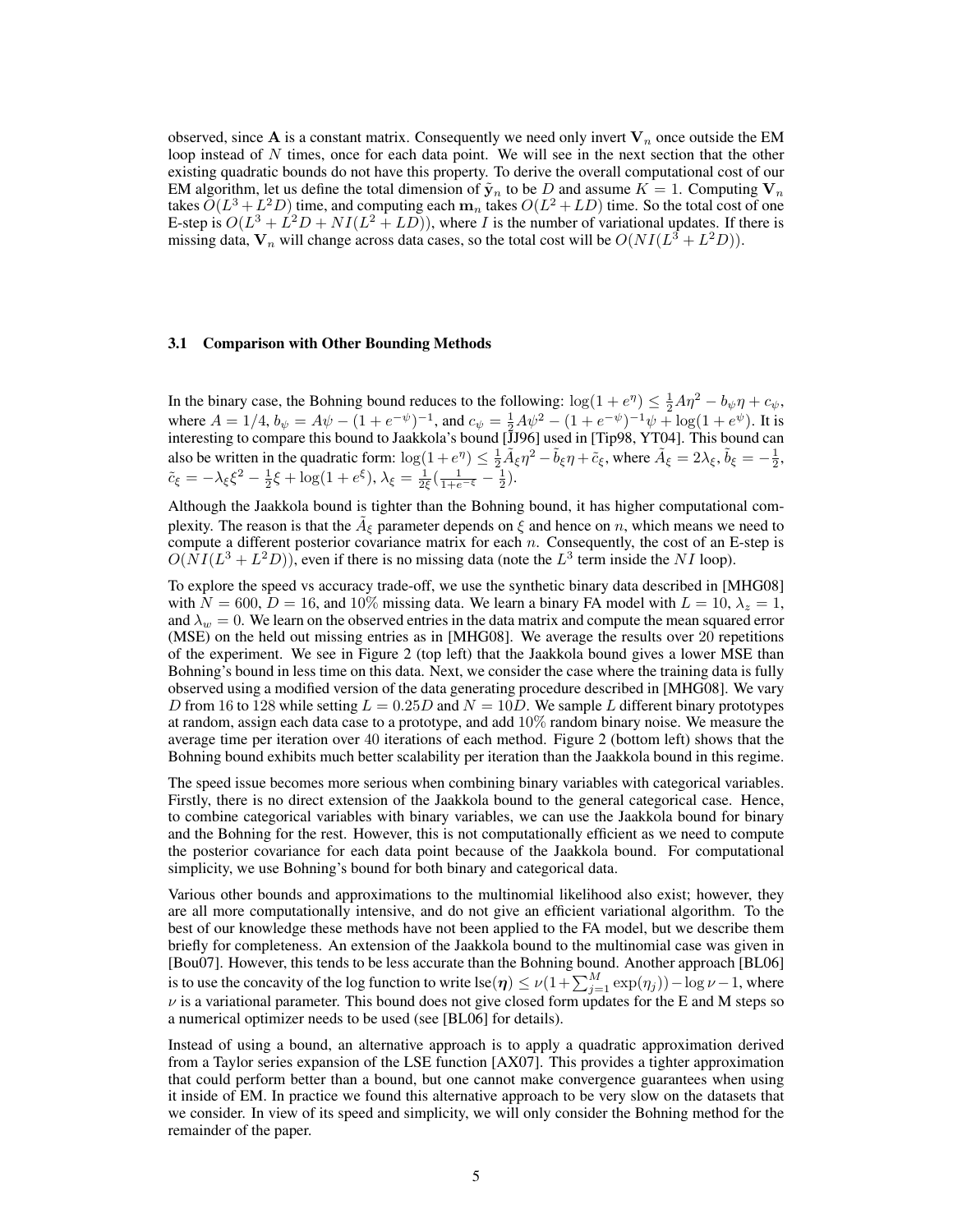observed, since $\mathbf{A}$ is a constant matrix. Consequently we need only invert $\mathbf{V}_n$ once outside the EM loop instead of $N$ times, once for each data point. We will see in the next section that the other existing quadratic bounds do not have this property. To derive the overall computational cost of our EM algorithm, let us define the total dimension of $\tilde{\mathbf{y}}_n$ to be $D$ and assume $K = 1$. Computing $\mathbf{V}_n$ takes $O(L^3 + L^2 D)$ time, and computing each $\mathbf{m}_n$ takes $O(L^2 + LD)$ time. So the total cost of one E-step is $O(L^3 + L^2 D + NI(L^2 + LD))$, where $I$ is the number of variational updates. If there is missing data, $\mathbf{V}_n$ will change across data cases, so the total cost will be $O(NI(L^3 + L^2 D))$.

### 3.1 Comparison with Other Bounding Methods

In the binary case, the Bohning bound reduces to the following: $\log(1 + e^{\eta}) \leq \frac{1}{2} A \eta^2 - b_\psi \eta + c_\psi$, where $A = 1/4$, $b_\psi = A\psi - (1 + e^{-\psi})^{-1}$, and $c_\psi = \frac{1}{2} A \psi^2 - (1 + e^{-\psi})^{-1}\psi + \log(1 + e^{\psi})$. It is interesting to compare this bound to Jaakkola's bound [JJ96] used in [Tip98, YT04]. This bound can also be written in the quadratic form: $\log(1 + e^{\eta}) \leq \frac{1}{2} \tilde{A}_\xi \eta^2 - \tilde{b}_\xi \eta + \tilde{c}_\xi$, where $\tilde{A}_\xi = 2\lambda_\xi$, $\tilde{b}_\xi = -\frac{1}{2}$, $\tilde{c}_\xi = -\lambda_\xi \xi^2 - \frac{1}{2}\xi + \log(1 + e^{\xi})$, $\lambda_\xi = \frac{1}{2\xi}(\frac{1}{1+e^{-\xi}} - \frac{1}{2})$.

Although the Jaakkola bound is tighter than the Bohning bound, it has higher computational complexity. The reason is that the $\tilde{A}_\xi$ parameter depends on $\xi$ and hence on $n$, which means we need to compute a different posterior covariance matrix for each $n$. Consequently, the cost of an E-step is $O(NI(L^3 + L^2 D))$, even if there is no missing data (note the $L^3$ term inside the $NI$ loop).

To explore the speed vs accuracy trade-off, we use the synthetic binary data described in [MHG08] with $N = 600$, $D = 16$, and 10% missing data. We learn a binary FA model with $L = 10$, $\lambda_z = 1$, and $\lambda_w = 0$. We learn on the observed entries in the data matrix and compute the mean squared error (MSE) on the held out missing entries as in [MHG08]. We average the results over 20 repetitions of the experiment. We see in Figure 2 (top left) that the Jaakkola bound gives a lower MSE than Bohning's bound in less time on this data. Next, we consider the case where the training data is fully observed using a modified version of the data generating procedure described in [MHG08]. We vary $D$ from 16 to 128 while setting $L = 0.25D$ and $N = 10D$. We sample $L$ different binary prototypes at random, assign each data case to a prototype, and add 10% random binary noise. We measure the average time per iteration over 40 iterations of each method. Figure 2 (bottom left) shows that the Bohning bound exhibits much better scalability per iteration than the Jaakkola bound in this regime.

The speed issue becomes more serious when combining binary variables with categorical variables. Firstly, there is no direct extension of the Jaakkola bound to the general categorical case. Hence, to combine categorical variables with binary variables, we can use the Jaakkola bound for binary and the Bohning for the rest. However, this is not computationally efficient as we need to compute the posterior covariance for each data point because of the Jaakkola bound. For computational simplicity, we use Bohning's bound for both binary and categorical data.

Various other bounds and approximations to the multinomial likelihood also exist; however, they are all more computationally intensive, and do not give an efficient variational algorithm. To the best of our knowledge these methods have not been applied to the FA model, but we describe them briefly for completeness. An extension of the Jaakkola bound to the multinomial case was given in [Bou07]. However, this tends to be less accurate than the Bohning bound. Another approach [BL06] is to use the concavity of the log function to write $\text{lse}(\boldsymbol{\eta}) \leq \nu(1 + \sum_{j=1}^{M} \exp(\eta_j)) - \log \nu - 1$, where $\nu$ is a variational parameter. This bound does not give closed form updates for the E and M steps so a numerical optimizer needs to be used (see [BL06] for details).

Instead of using a bound, an alternative approach is to apply a quadratic approximation derived from a Taylor series expansion of the LSE function [AX07]. This provides a tighter approximation that could perform better than a bound, but one cannot make convergence guarantees when using it inside of EM. In practice we found this alternative approach to be very slow on the datasets that we consider. In view of its speed and simplicity, we will only consider the Bohning method for the remainder of the paper.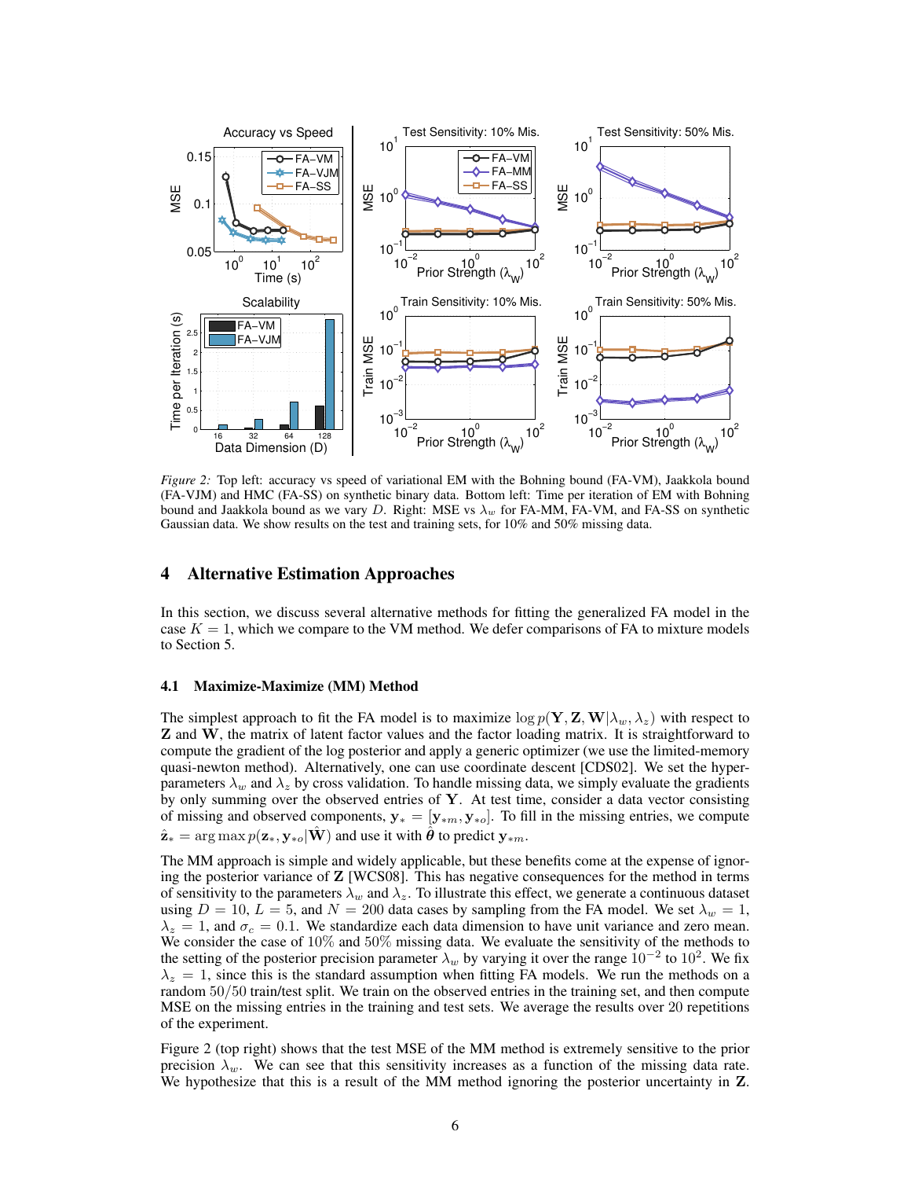*Figure 2:* Top left: accuracy vs speed of variational EM with the Bohning bound (FA-VM), Jaakkola bound (FA-VJM) and HMC (FA-SS) on synthetic binary data. Bottom left: Time per iteration of EM with Bohning bound and Jaakkola bound as we vary $D$. Right: MSE vs $\lambda_w$ for FA-MM, FA-VM, and FA-SS on synthetic Gaussian data. We show results on the test and training sets, for 10% and 50% missing data.

## 4 Alternative Estimation Approaches

In this section, we discuss several alternative methods for fitting the generalized FA model in the case $K = 1$, which we compare to the VM method. We defer comparisons of FA to mixture models to Section 5.

### 4.1 Maximize-Maximize (MM) Method

The simplest approach to fit the FA model is to maximize $\log p(\mathbf{Y}, \mathbf{Z}, \mathbf{W}|\lambda_w, \lambda_z)$ with respect to $\mathbf{Z}$ and $\mathbf{W}$, the matrix of latent factor values and the factor loading matrix. It is straightforward to compute the gradient of the log posterior and apply a generic optimizer (we use the limited-memory quasi-newton method). Alternatively, one can use coordinate descent [CDS02]. We set the hyper-parameters $\lambda_w$ and $\lambda_z$ by cross validation. To handle missing data, we simply evaluate the gradients by only summing over the observed entries of $\mathbf{Y}$. At test time, consider a data vector consisting of missing and observed components, $\mathbf{y}_* = [\mathbf{y}_{*m}, \mathbf{y}_{*o}]$. To fill in the missing entries, we compute $\hat{\mathbf{z}}_* = \arg\max p(\mathbf{z}_*, \mathbf{y}_{*o}|\hat{\mathbf{W}})$ and use it with $\hat{\boldsymbol{\theta}}$ to predict $\mathbf{y}_{*m}$.

The MM approach is simple and widely applicable, but these benefits come at the expense of ignoring the posterior variance of $\mathbf{Z}$ [WCS08]. This has negative consequences for the method in terms of sensitivity to the parameters $\lambda_w$ and $\lambda_z$. To illustrate this effect, we generate a continuous dataset using $D = 10$, $L = 5$, and $N = 200$ data cases by sampling from the FA model. We set $\lambda_w = 1$, $\lambda_z = 1$, and $\sigma_c = 0.1$. We standardize each data dimension to have unit variance and zero mean. We consider the case of 10% and 50% missing data. We evaluate the sensitivity of the methods to the setting of the posterior precision parameter $\lambda_w$ by varying it over the range $10^{-2}$ to $10^{2}$. We fix $\lambda_z = 1$, since this is the standard assumption when fitting FA models. We run the methods on a random 50/50 train/test split. We train on the observed entries in the training set, and then compute MSE on the missing entries in the training and test sets. We average the results over 20 repetitions of the experiment.

Figure 2 (top right) shows that the test MSE of the MM method is extremely sensitive to the prior precision $\lambda_w$. We can see that this sensitivity increases as a function of the missing data rate. We hypothesize that this is a result of the MM method ignoring the posterior uncertainty in $\mathbf{Z}$.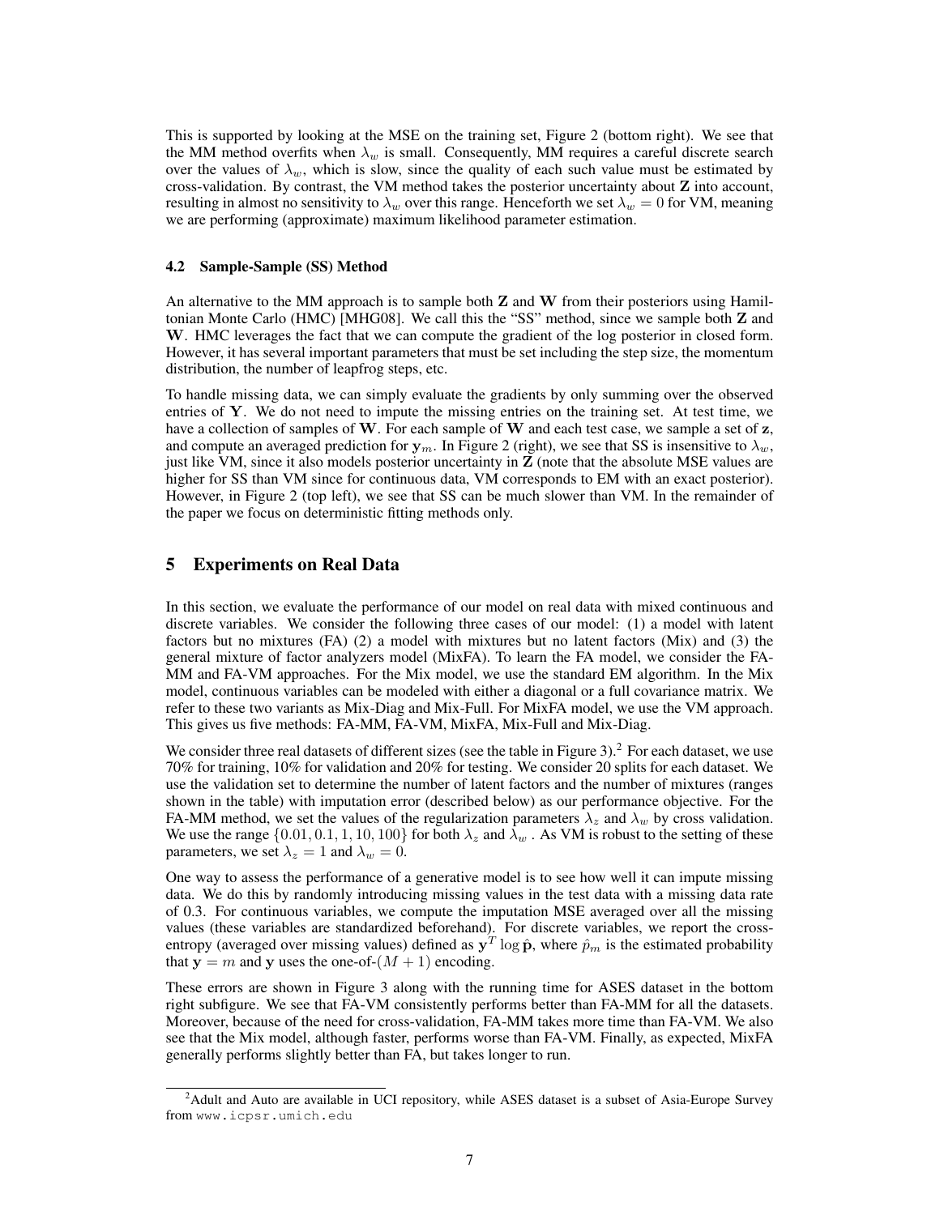This is supported by looking at the MSE on the training set, Figure 2 (bottom right). We see that the MM method overfits when $\lambda_w$ is small. Consequently, MM requires a careful discrete search over the values of $\lambda_w$, which is slow, since the quality of each such value must be estimated by cross-validation. By contrast, the VM method takes the posterior uncertainty about $\mathbf{Z}$ into account, resulting in almost no sensitivity to $\lambda_w$ over this range. Henceforth we set $\lambda_w = 0$ for VM, meaning we are performing (approximate) maximum likelihood parameter estimation.

### 4.2 Sample-Sample (SS) Method

An alternative to the MM approach is to sample both $\mathbf{Z}$ and $\mathbf{W}$ from their posteriors using Hamiltonian Monte Carlo (HMC) [MHG08]. We call this the "SS" method, since we sample both $\mathbf{Z}$ and $\mathbf{W}$. HMC leverages the fact that we can compute the gradient of the log posterior in closed form. However, it has several important parameters that must be set including the step size, the momentum distribution, the number of leapfrog steps, etc.

To handle missing data, we can simply evaluate the gradients by only summing over the observed entries of $\mathbf{Y}$. We do not need to impute the missing entries on the training set. At test time, we have a collection of samples of $\mathbf{W}$. For each sample of $\mathbf{W}$ and each test case, we sample a set of $\mathbf{z}$, and compute an averaged prediction for $\mathbf{y}_m$. In Figure 2 (right), we see that SS is insensitive to $\lambda_w$, just like VM, since it also models posterior uncertainty in $\mathbf{Z}$ (note that the absolute MSE values are higher for SS than VM since for continuous data, VM corresponds to EM with an exact posterior). However, in Figure 2 (top left), we see that SS can be much slower than VM. In the remainder of the paper we focus on deterministic fitting methods only.

## 5 Experiments on Real Data

In this section, we evaluate the performance of our model on real data with mixed continuous and discrete variables. We consider the following three cases of our model: (1) a model with latent factors but no mixtures (FA) (2) a model with mixtures but no latent factors (Mix) and (3) the general mixture of factor analyzers model (MixFA). To learn the FA model, we consider the FA-MM and FA-VM approaches. For the Mix model, we use the standard EM algorithm. In the Mix model, continuous variables can be modeled with either a diagonal or a full covariance matrix. We refer to these two variants as Mix-Diag and Mix-Full. For MixFA model, we use the VM approach. This gives us five methods: FA-MM, FA-VM, MixFA, Mix-Full and Mix-Diag.

We consider three real datasets of different sizes (see the table in Figure 3).[2] For each dataset, we use 70% for training, 10% for validation and 20% for testing. We consider 20 splits for each dataset. We use the validation set to determine the number of latent factors and the number of mixtures (ranges shown in the table) with imputation error (described below) as our performance objective. For the FA-MM method, we set the values of the regularization parameters $\lambda_z$ and $\lambda_w$ by cross validation. We use the range $\{0.01, 0.1, 1, 10, 100\}$ for both $\lambda_z$ and $\lambda_w$. As VM is robust to the setting of these parameters, we set $\lambda_z = 1$ and $\lambda_w = 0$.

One way to assess the performance of a generative model is to see how well it can impute missing data. We do this by randomly introducing missing values in the test data with a missing data rate of 0.3. For continuous variables, we compute the imputation MSE averaged over all the missing values (these variables are standardized beforehand). For discrete variables, we report the cross-entropy (averaged over missing values) defined as $\mathbf{y}^T \log \hat{\mathbf{p}}$, where $\hat{p}_m$ is the estimated probability that $\mathbf{y} = m$ and $\mathbf{y}$ uses the one-of-$(M + 1)$ encoding.

These errors are shown in Figure 3 along with the running time for ASES dataset in the bottom right subfigure. We see that FA-VM consistently performs better than FA-MM for all the datasets. Moreover, because of the need for cross-validation, FA-MM takes more time than FA-VM. We also see that the Mix model, although faster, performs worse than FA-VM. Finally, as expected, MixFA generally performs slightly better than FA, but takes longer to run.

[2] Adult and Auto are available in UCI repository, while ASES dataset is a subset of Asia-Europe Survey from www.icpsr.umich.edu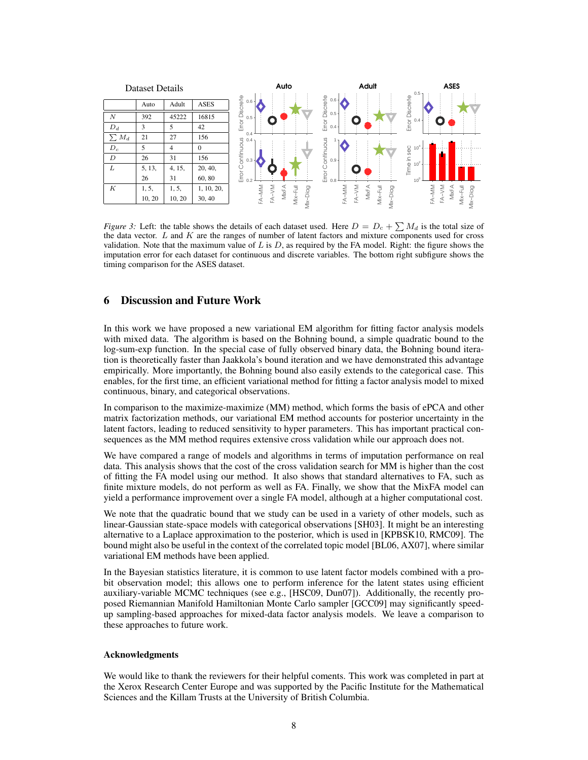Dataset Details

| | Auto | Adult | ASES |
|---|---|---|---|
| $N$ | 392 | 45222 | 16815 |
| $D_d$ | 3 | 5 | 42 |
| $\sum M_d$ | 21 | 27 | 156 |
| $D_c$ | 5 | 4 | 0 |
| $D$ | 26 | 31 | 156 |
| $L$ | 5, 13, 26 | 4, 15, 31 | 20, 40, 60, 80 |
| $K$ | 1, 5, 10, 20 | 1, 5, 10, 20 | 1, 10, 20, 30, 40 |

*Figure 3:* Left: the table shows the details of each dataset used. Here $D = D_c + \sum M_d$ is the total size of the data vector. $L$ and $K$ are the ranges of number of latent factors and mixture components used for cross validation. Note that the maximum value of $L$ is $D$, as required by the FA model. Right: the figure shows the imputation error for each dataset for continuous and discrete variables. The bottom right subfigure shows the timing comparison for the ASES dataset.

## 6 Discussion and Future Work

In this work we have proposed a new variational EM algorithm for fitting factor analysis models with mixed data. The algorithm is based on the Bohning bound, a simple quadratic bound to the log-sum-exp function. In the special case of fully observed binary data, the Bohning bound iteration is theoretically faster than Jaakkola's bound iteration and we have demonstrated this advantage empirically. More importantly, the Bohning bound also easily extends to the categorical case. This enables, for the first time, an efficient variational method for fitting a factor analysis model to mixed continuous, binary, and categorical observations.

In comparison to the maximize-maximize (MM) method, which forms the basis of ePCA and other matrix factorization methods, our variational EM method accounts for posterior uncertainty in the latent factors, leading to reduced sensitivity to hyper parameters. This has important practical consequences as the MM method requires extensive cross validation while our approach does not.

We have compared a range of models and algorithms in terms of imputation performance on real data. This analysis shows that the cost of the cross validation search for MM is higher than the cost of fitting the FA model using our method. It also shows that standard alternatives to FA, such as finite mixture models, do not perform as well as FA. Finally, we show that the MixFA model can yield a performance improvement over a single FA model, although at a higher computational cost.

We note that the quadratic bound that we study can be used in a variety of other models, such as linear-Gaussian state-space models with categorical observations [SH03]. It might be an interesting alternative to a Laplace approximation to the posterior, which is used in [KPBSK10, RMC09]. The bound might also be useful in the context of the correlated topic model [BL06, AX07], where similar variational EM methods have been applied.

In the Bayesian statistics literature, it is common to use latent factor models combined with a probit observation model; this allows one to perform inference for the latent states using efficient auxiliary-variable MCMC techniques (see e.g., [HSC09, Dun07]). Additionally, the recently proposed Riemannian Manifold Hamiltonian Monte Carlo sampler [GCC09] may significantly speed-up sampling-based approaches for mixed-data factor analysis models. We leave a comparison to these approaches to future work.

### Acknowledgments

We would like to thank the reviewers for their helpful coments. This work was completed in part at the Xerox Research Center Europe and was supported by the Pacific Institute for the Mathematical Sciences and the Killam Trusts at the University of British Columbia.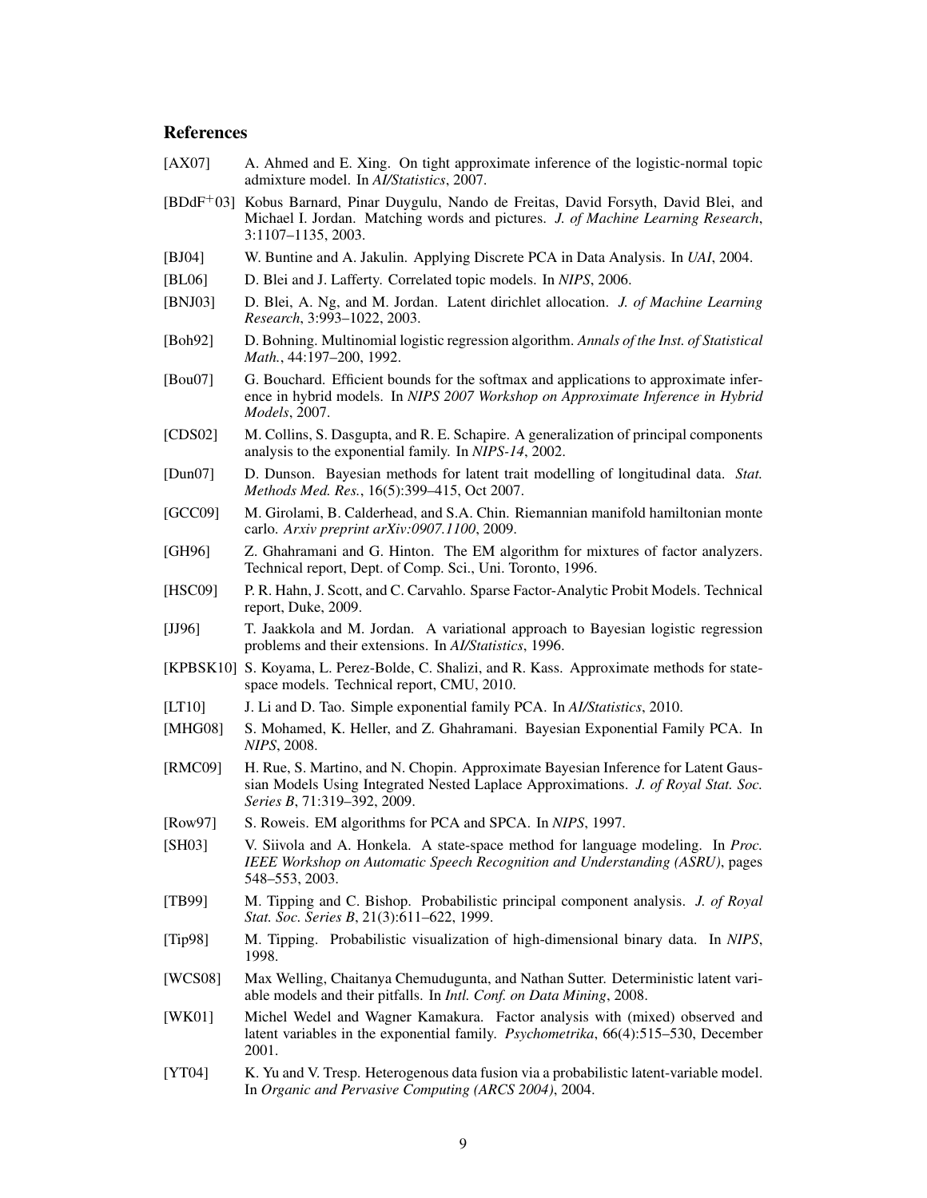## References

[AX07] A. Ahmed and E. Xing. On tight approximate inference of the logistic-normal topic admixture model. In *AI/Statistics*, 2007.

[BDdF+03] Kobus Barnard, Pinar Duygulu, Nando de Freitas, David Forsyth, David Blei, and Michael I. Jordan. Matching words and pictures. *J. of Machine Learning Research*, 3:1107–1135, 2003.

[BJ04] W. Buntine and A. Jakulin. Applying Discrete PCA in Data Analysis. In *UAI*, 2004.

[BL06] D. Blei and J. Lafferty. Correlated topic models. In *NIPS*, 2006.

[BNJ03] D. Blei, A. Ng, and M. Jordan. Latent dirichlet allocation. *J. of Machine Learning Research*, 3:993–1022, 2003.

[Boh92] D. Bohning. Multinomial logistic regression algorithm. *Annals of the Inst. of Statistical Math.*, 44:197–200, 1992.

[Bou07] G. Bouchard. Efficient bounds for the softmax and applications to approximate inference in hybrid models. In *NIPS 2007 Workshop on Approximate Inference in Hybrid Models*, 2007.

[CDS02] M. Collins, S. Dasgupta, and R. E. Schapire. A generalization of principal components analysis to the exponential family. In *NIPS-14*, 2002.

[Dun07] D. Dunson. Bayesian methods for latent trait modelling of longitudinal data. *Stat. Methods Med. Res.*, 16(5):399–415, Oct 2007.

[GCC09] M. Girolami, B. Calderhead, and S.A. Chin. Riemannian manifold hamiltonian monte carlo. *Arxiv preprint arXiv:0907.1100*, 2009.

[GH96] Z. Ghahramani and G. Hinton. The EM algorithm for mixtures of factor analyzers. Technical report, Dept. of Comp. Sci., Uni. Toronto, 1996.

[HSC09] P. R. Hahn, J. Scott, and C. Carvahlo. Sparse Factor-Analytic Probit Models. Technical report, Duke, 2009.

[JJ96] T. Jaakkola and M. Jordan. A variational approach to Bayesian logistic regression problems and their extensions. In *AI/Statistics*, 1996.

[KPBSK10] S. Koyama, L. Perez-Bolde, C. Shalizi, and R. Kass. Approximate methods for state-space models. Technical report, CMU, 2010.

[LT10] J. Li and D. Tao. Simple exponential family PCA. In *AI/Statistics*, 2010.

[MHG08] S. Mohamed, K. Heller, and Z. Ghahramani. Bayesian Exponential Family PCA. In *NIPS*, 2008.

[RMC09] H. Rue, S. Martino, and N. Chopin. Approximate Bayesian Inference for Latent Gaussian Models Using Integrated Nested Laplace Approximations. *J. of Royal Stat. Soc. Series B*, 71:319–392, 2009.

[Row97] S. Roweis. EM algorithms for PCA and SPCA. In *NIPS*, 1997.

[SH03] V. Siivola and A. Honkela. A state-space method for language modeling. In *Proc. IEEE Workshop on Automatic Speech Recognition and Understanding (ASRU)*, pages 548–553, 2003.

[TB99] M. Tipping and C. Bishop. Probabilistic principal component analysis. *J. of Royal Stat. Soc. Series B*, 21(3):611–622, 1999.

[Tip98] M. Tipping. Probabilistic visualization of high-dimensional binary data. In *NIPS*, 1998.

[WCS08] Max Welling, Chaitanya Chemudugunta, and Nathan Sutter. Deterministic latent variable models and their pitfalls. In *Intl. Conf. on Data Mining*, 2008.

[WK01] Michel Wedel and Wagner Kamakura. Factor analysis with (mixed) observed and latent variables in the exponential family. *Psychometrika*, 66(4):515–530, December 2001.

[YT04] K. Yu and V. Tresp. Heterogenous data fusion via a probabilistic latent-variable model. In *Organic and Pervasive Computing (ARCS 2004)*, 2004.